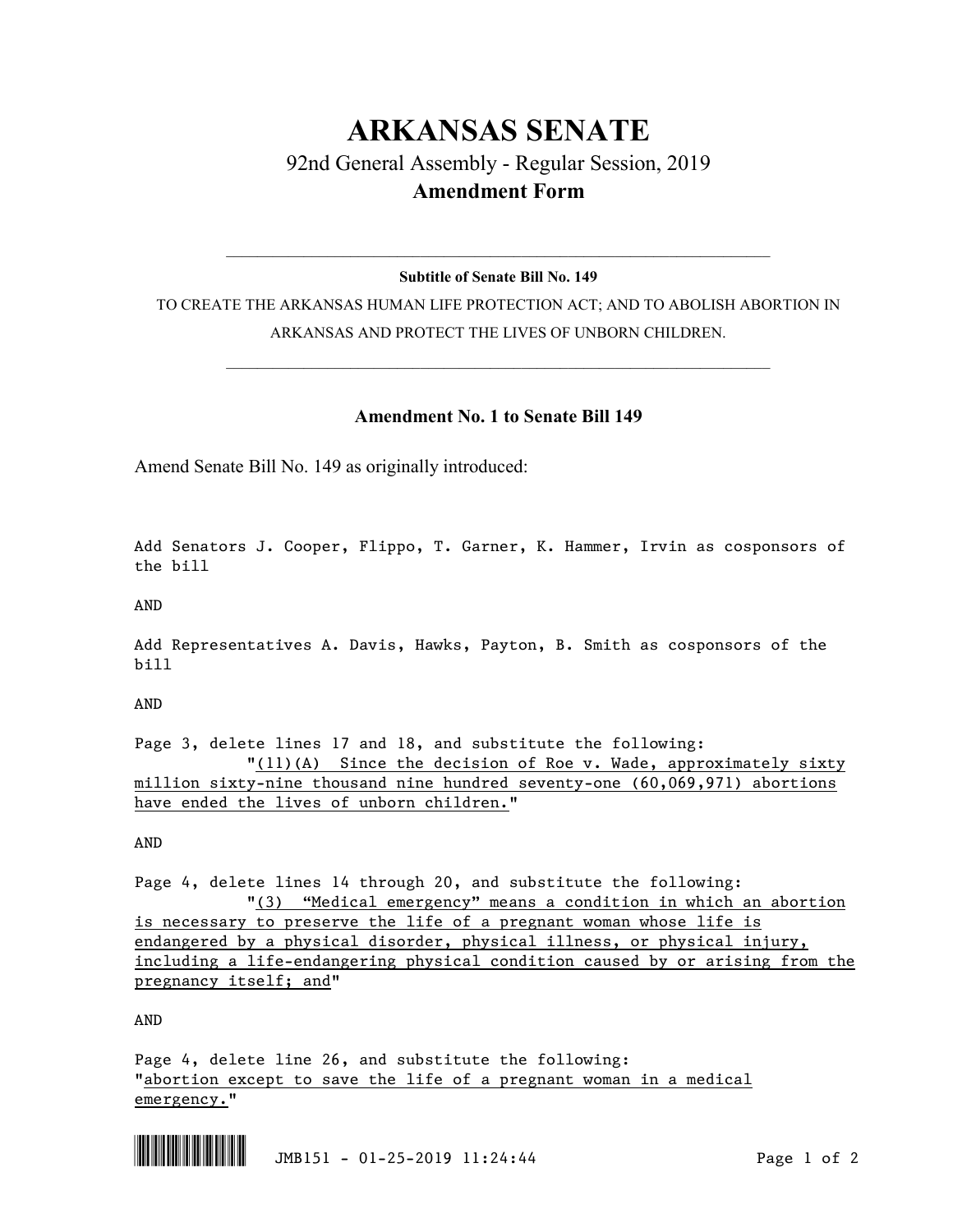# ARKANSAS SENATE

## 92nd General Assembly - Regular Session, 2019

## Amendment Form

---

**Subtitle of Senate Bill No. 149**

TO CREATE THE ARKANSAS HUMAN LIFE PROTECTION ACT; AND TO ABOLISH ABORTION IN ARKANSAS AND PROTECT THE LIVES OF UNBORN CHILDREN.

---

### Amendment No. 1 to Senate Bill 149

Amend Senate Bill No. 149 as originally introduced:

Add Senators J. Cooper, Flippo, T. Garner, K. Hammer, Irvin as cosponsors of the bill

AND

Add Representatives A. Davis, Hawks, Payton, B. Smith as cosponsors of the bill

AND

Page 3, delete lines 17 and 18, and substitute the following:

"(11)(A) Since the decision of Roe v. Wade, approximately sixty million sixty-nine thousand nine hundred seventy-one (60,069,971) abortions have ended the lives of unborn children."

AND

Page 4, delete lines 14 through 20, and substitute the following:

"(3) "Medical emergency" means a condition in which an abortion is necessary to preserve the life of a pregnant woman whose life is endangered by a physical disorder, physical illness, or physical injury, including a life-endangering physical condition caused by or arising from the pregnancy itself; and"

AND

Page 4, delete line 26, and substitute the following:

"abortion except to save the life of a pregnant woman in a medical emergency."

JMB151 - 01-25-2019 11:24:44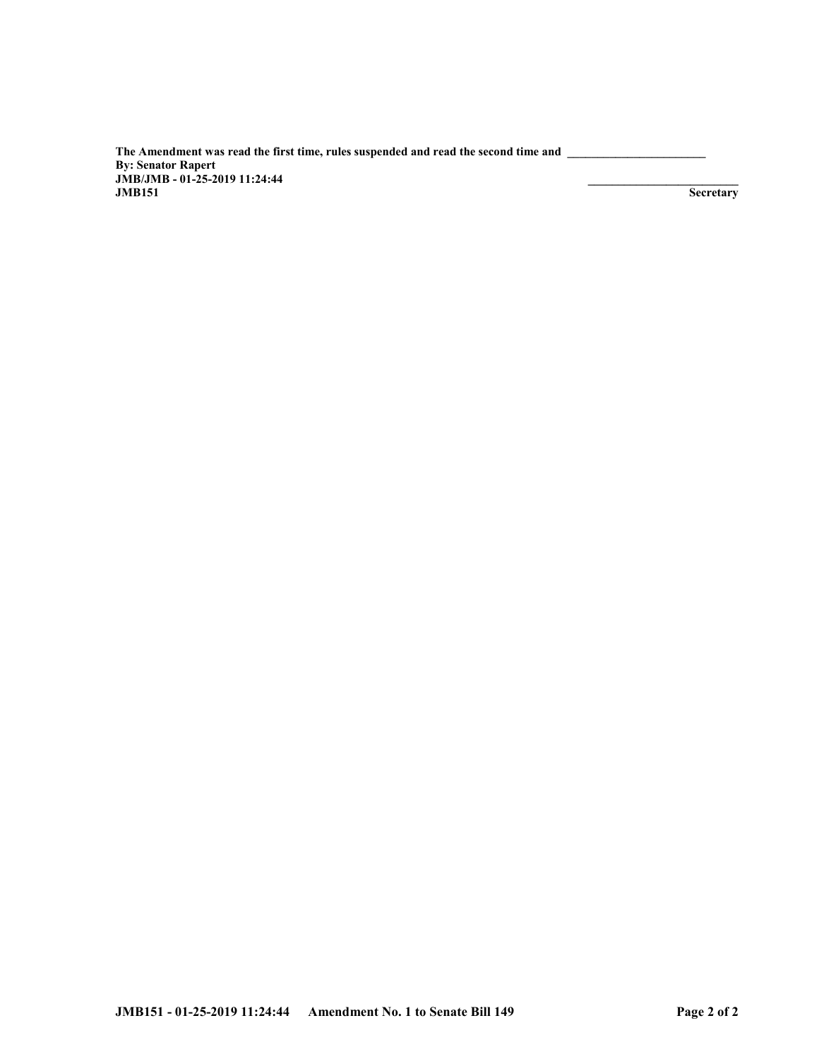**The Amendment was read the first time, rules suspended and read the second time and \_\_\_\_\_\_\_\_\_\_\_\_\_\_\_\_\_\_\_\_\_\_\_**
**By: Senator Rapert**
**JMB/JMB - 01-25-2019 11:24:44** **\_\_\_\_\_\_\_\_\_\_\_\_\_\_\_\_\_\_\_\_\_\_\_\_\_**
**JMB151** **Secretary**